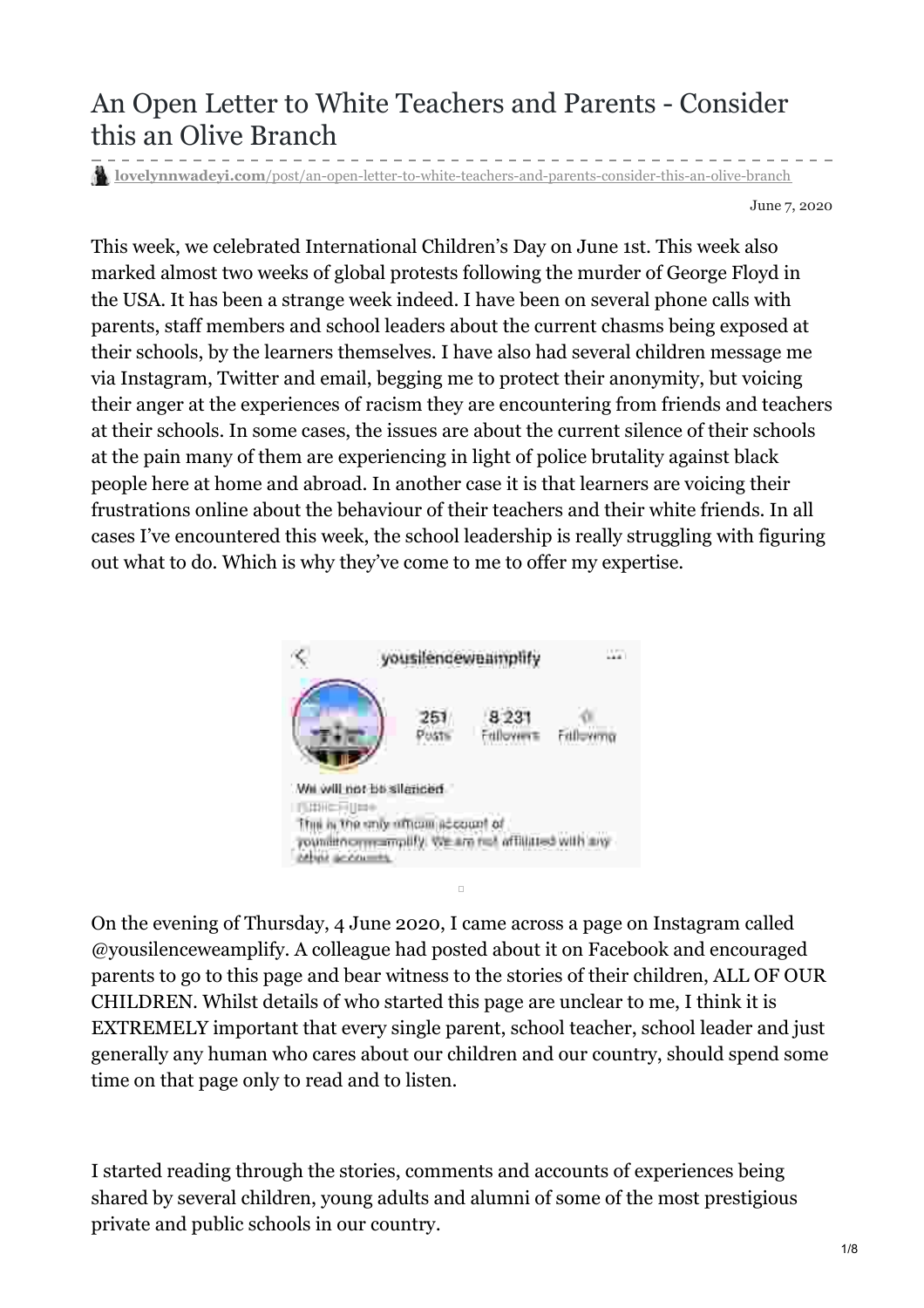# An Open Letter to White Teachers and Parents - Consider this an Olive Branch

**lovelynnwadeyi.com**/post/an-open-letter-to-white-teachers-and-parents-consider-this-an-olive-branch

June 7, 2020

This week, we celebrated International Children's Day on June 1st. This week also marked almost two weeks of global protests following the murder of George Floyd in the USA. It has been a strange week indeed. I have been on several phone calls with parents, staff members and school leaders about the current chasms being exposed at their schools, by the learners themselves. I have also had several children message me via Instagram, Twitter and email, begging me to protect their anonymity, but voicing their anger at the experiences of racism they are encountering from friends and teachers at their schools. In some cases, the issues are about the current silence of their schools at the pain many of them are experiencing in light of police brutality against black people here at home and abroad. In another case it is that learners are voicing their frustrations online about the behaviour of their teachers and their white friends. In all cases I've encountered this week, the school leadership is really struggling with figuring out what to do. Which is why they've come to me to offer my expertise.

On the evening of Thursday, 4 June 2020, I came across a page on Instagram called @yousilenceweamplify. A colleague had posted about it on Facebook and encouraged parents to go to this page and bear witness to the stories of their children, ALL OF OUR CHILDREN. Whilst details of who started this page are unclear to me, I think it is EXTREMELY important that every single parent, school teacher, school leader and just generally any human who cares about our children and our country, should spend some time on that page only to read and to listen.

I started reading through the stories, comments and accounts of experiences being shared by several children, young adults and alumni of some of the most prestigious private and public schools in our country.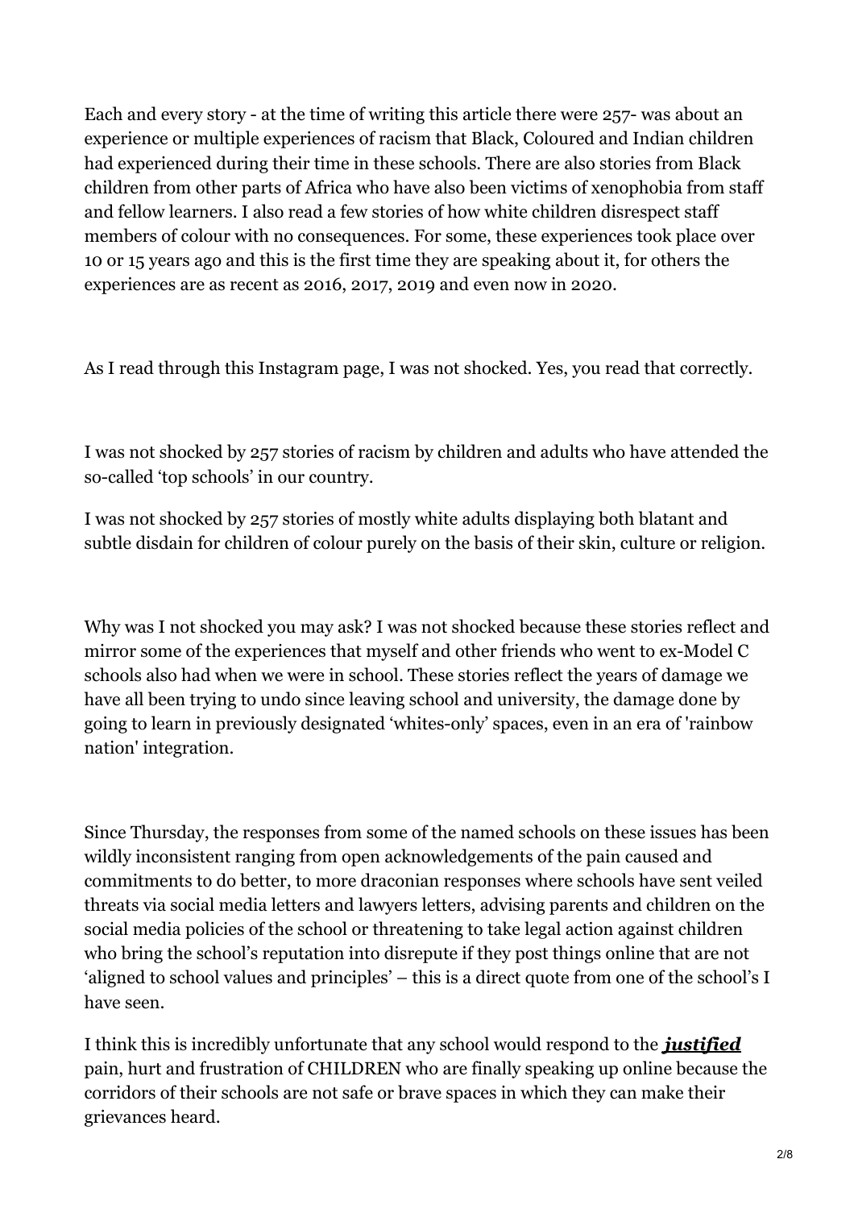Each and every story - at the time of writing this article there were 257- was about an experience or multiple experiences of racism that Black, Coloured and Indian children had experienced during their time in these schools. There are also stories from Black children from other parts of Africa who have also been victims of xenophobia from staff and fellow learners. I also read a few stories of how white children disrespect staff members of colour with no consequences. For some, these experiences took place over 10 or 15 years ago and this is the first time they are speaking about it, for others the experiences are as recent as 2016, 2017, 2019 and even now in 2020.

As I read through this Instagram page, I was not shocked. Yes, you read that correctly.

I was not shocked by 257 stories of racism by children and adults who have attended the so-called 'top schools' in our country.

I was not shocked by 257 stories of mostly white adults displaying both blatant and subtle disdain for children of colour purely on the basis of their skin, culture or religion.

Why was I not shocked you may ask? I was not shocked because these stories reflect and mirror some of the experiences that myself and other friends who went to ex-Model C schools also had when we were in school. These stories reflect the years of damage we have all been trying to undo since leaving school and university, the damage done by going to learn in previously designated 'whites-only' spaces, even in an era of 'rainbow nation' integration.

Since Thursday, the responses from some of the named schools on these issues has been wildly inconsistent ranging from open acknowledgements of the pain caused and commitments to do better, to more draconian responses where schools have sent veiled threats via social media letters and lawyers letters, advising parents and children on the social media policies of the school or threatening to take legal action against children who bring the school's reputation into disrepute if they post things online that are not 'aligned to school values and principles' – this is a direct quote from one of the school's I have seen.

I think this is incredibly unfortunate that any school would respond to the ***justified*** pain, hurt and frustration of CHILDREN who are finally speaking up online because the corridors of their schools are not safe or brave spaces in which they can make their grievances heard.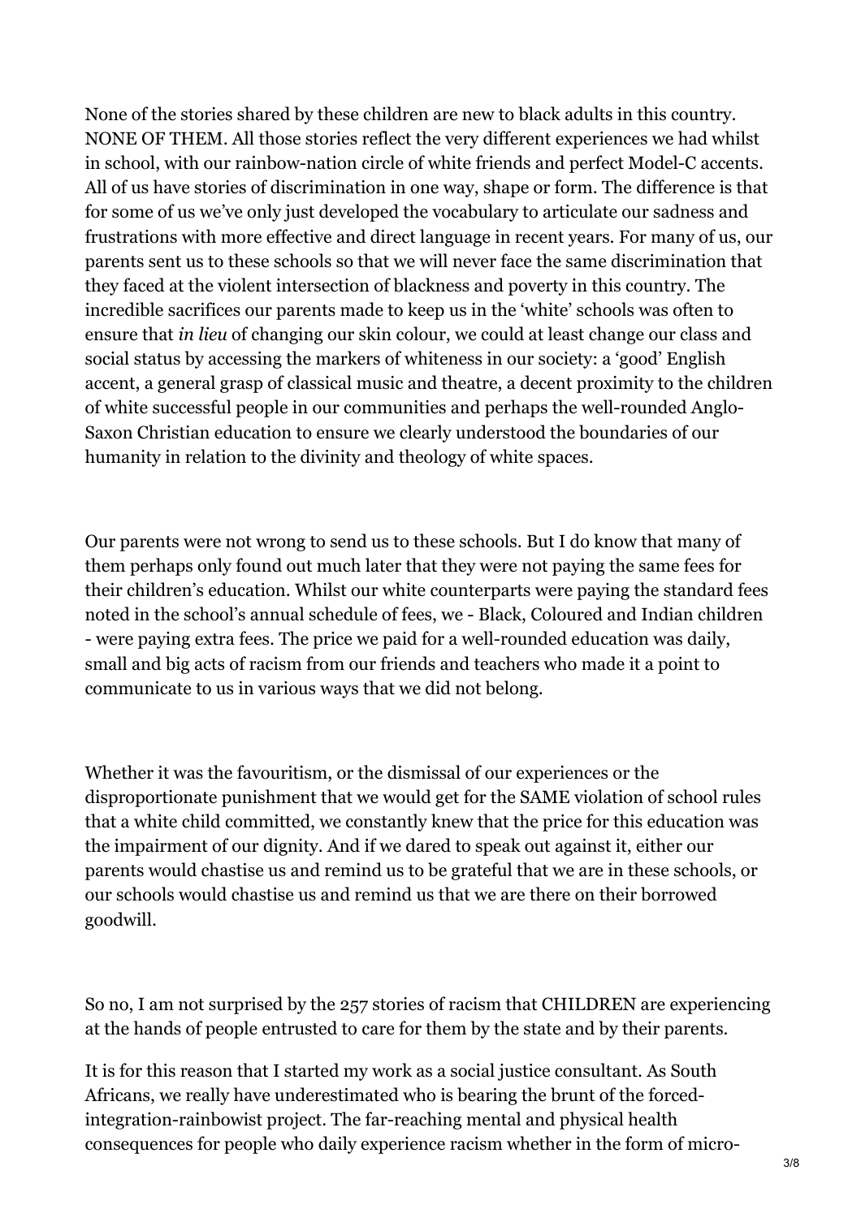None of the stories shared by these children are new to black adults in this country. NONE OF THEM. All those stories reflect the very different experiences we had whilst in school, with our rainbow-nation circle of white friends and perfect Model-C accents. All of us have stories of discrimination in one way, shape or form. The difference is that for some of us we've only just developed the vocabulary to articulate our sadness and frustrations with more effective and direct language in recent years. For many of us, our parents sent us to these schools so that we will never face the same discrimination that they faced at the violent intersection of blackness and poverty in this country. The incredible sacrifices our parents made to keep us in the 'white' schools was often to ensure that *in lieu* of changing our skin colour, we could at least change our class and social status by accessing the markers of whiteness in our society: a 'good' English accent, a general grasp of classical music and theatre, a decent proximity to the children of white successful people in our communities and perhaps the well-rounded Anglo-Saxon Christian education to ensure we clearly understood the boundaries of our humanity in relation to the divinity and theology of white spaces.

Our parents were not wrong to send us to these schools. But I do know that many of them perhaps only found out much later that they were not paying the same fees for their children's education. Whilst our white counterparts were paying the standard fees noted in the school's annual schedule of fees, we - Black, Coloured and Indian children - were paying extra fees. The price we paid for a well-rounded education was daily, small and big acts of racism from our friends and teachers who made it a point to communicate to us in various ways that we did not belong.

Whether it was the favouritism, or the dismissal of our experiences or the disproportionate punishment that we would get for the SAME violation of school rules that a white child committed, we constantly knew that the price for this education was the impairment of our dignity. And if we dared to speak out against it, either our parents would chastise us and remind us to be grateful that we are in these schools, or our schools would chastise us and remind us that we are there on their borrowed goodwill.

So no, I am not surprised by the 257 stories of racism that CHILDREN are experiencing at the hands of people entrusted to care for them by the state and by their parents.

It is for this reason that I started my work as a social justice consultant. As South Africans, we really have underestimated who is bearing the brunt of the forced-integration-rainbowist project. The far-reaching mental and physical health consequences for people who daily experience racism whether in the form of micro-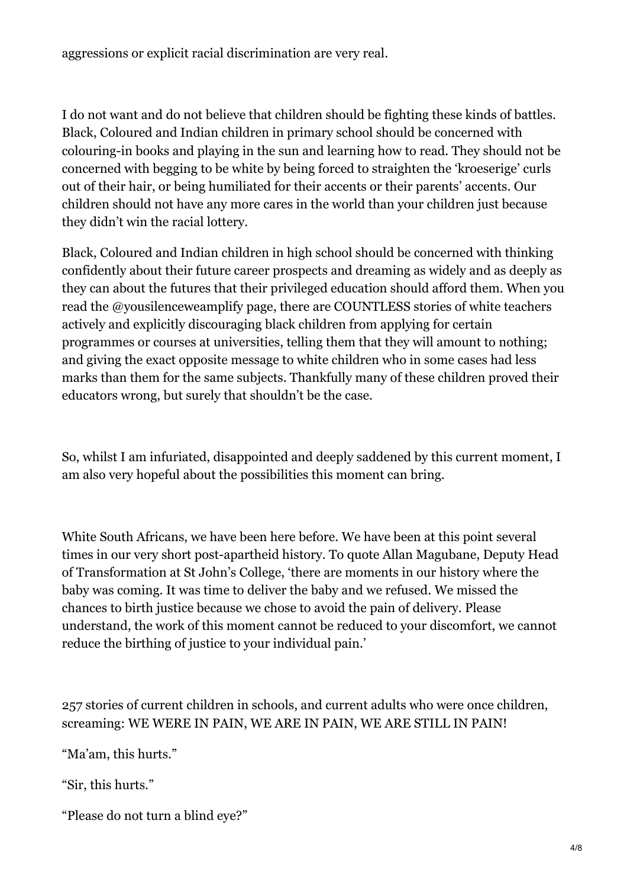aggressions or explicit racial discrimination are very real.

I do not want and do not believe that children should be fighting these kinds of battles. Black, Coloured and Indian children in primary school should be concerned with colouring-in books and playing in the sun and learning how to read. They should not be concerned with begging to be white by being forced to straighten the 'kroeserige' curls out of their hair, or being humiliated for their accents or their parents' accents. Our children should not have any more cares in the world than your children just because they didn't win the racial lottery.

Black, Coloured and Indian children in high school should be concerned with thinking confidently about their future career prospects and dreaming as widely and as deeply as they can about the futures that their privileged education should afford them. When you read the @yousilenceweamplify page, there are COUNTLESS stories of white teachers actively and explicitly discouraging black children from applying for certain programmes or courses at universities, telling them that they will amount to nothing; and giving the exact opposite message to white children who in some cases had less marks than them for the same subjects. Thankfully many of these children proved their educators wrong, but surely that shouldn't be the case.

So, whilst I am infuriated, disappointed and deeply saddened by this current moment, I am also very hopeful about the possibilities this moment can bring.

White South Africans, we have been here before. We have been at this point several times in our very short post-apartheid history. To quote Allan Magubane, Deputy Head of Transformation at St John's College, 'there are moments in our history where the baby was coming. It was time to deliver the baby and we refused. We missed the chances to birth justice because we chose to avoid the pain of delivery. Please understand, the work of this moment cannot be reduced to your discomfort, we cannot reduce the birthing of justice to your individual pain.'

257 stories of current children in schools, and current adults who were once children, screaming: WE WERE IN PAIN, WE ARE IN PAIN, WE ARE STILL IN PAIN!

"Ma'am, this hurts."

"Sir, this hurts."

"Please do not turn a blind eye?"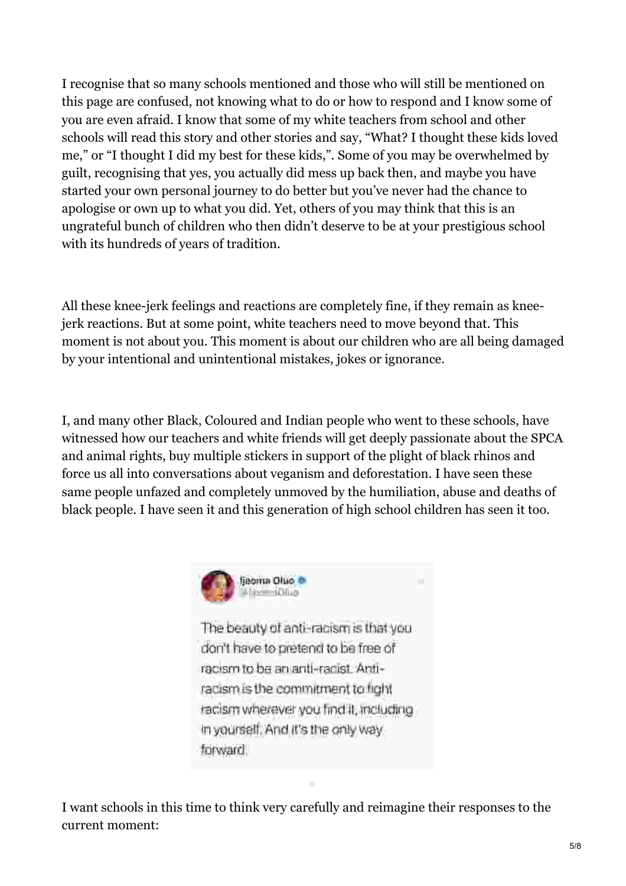I recognise that so many schools mentioned and those who will still be mentioned on this page are confused, not knowing what to do or how to respond and I know some of you are even afraid. I know that some of my white teachers from school and other schools will read this story and other stories and say, "What? I thought these kids loved me," or "I thought I did my best for these kids,". Some of you may be overwhelmed by guilt, recognising that yes, you actually did mess up back then, and maybe you have started your own personal journey to do better but you've never had the chance to apologise or own up to what you did. Yet, others of you may think that this is an ungrateful bunch of children who then didn't deserve to be at your prestigious school with its hundreds of years of tradition.

All these knee-jerk feelings and reactions are completely fine, if they remain as knee-jerk reactions. But at some point, white teachers need to move beyond that. This moment is not about you. This moment is about our children who are all being damaged by your intentional and unintentional mistakes, jokes or ignorance.

I, and many other Black, Coloured and Indian people who went to these schools, have witnessed how our teachers and white friends will get deeply passionate about the SPCA and animal rights, buy multiple stickers in support of the plight of black rhinos and force us all into conversations about veganism and deforestation. I have seen these same people unfazed and completely unmoved by the humiliation, abuse and deaths of black people. I have seen it and this generation of high school children has seen it too.

> **Ijeoma Oluo**
>
> The beauty of anti-racism is that you don't have to pretend to be free of racism to be an anti-racist. Anti-racism is the commitment to fight racism wherever you find it, including in yourself. And it's the only way forward.

I want schools in this time to think very carefully and reimagine their responses to the current moment: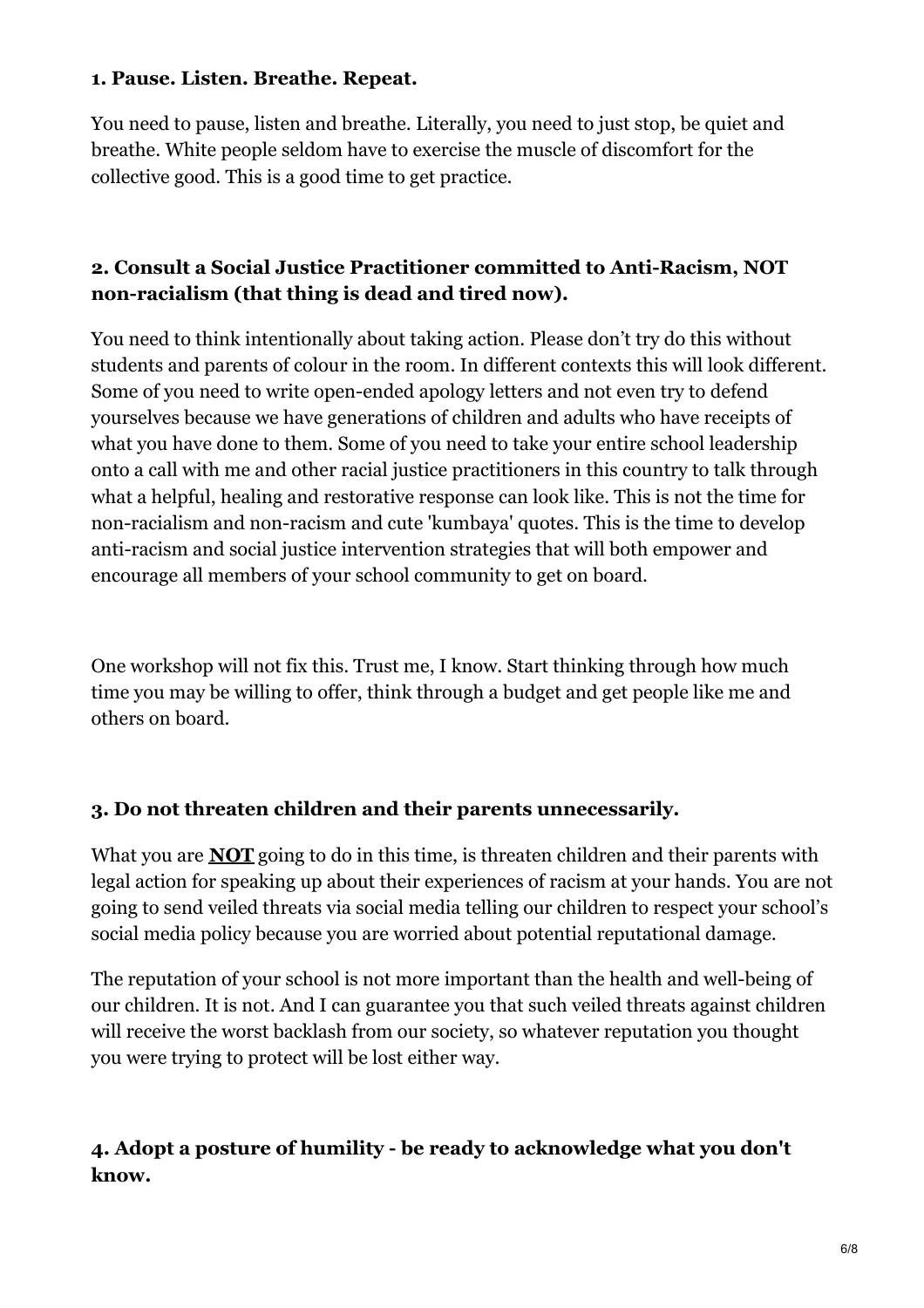**1. Pause. Listen. Breathe. Repeat.**

You need to pause, listen and breathe. Literally, you need to just stop, be quiet and breathe. White people seldom have to exercise the muscle of discomfort for the collective good. This is a good time to get practice.

**2. Consult a Social Justice Practitioner committed to Anti-Racism, NOT non-racialism (that thing is dead and tired now).**

You need to think intentionally about taking action. Please don't try do this without students and parents of colour in the room. In different contexts this will look different. Some of you need to write open-ended apology letters and not even try to defend yourselves because we have generations of children and adults who have receipts of what you have done to them. Some of you need to take your entire school leadership onto a call with me and other racial justice practitioners in this country to talk through what a helpful, healing and restorative response can look like. This is not the time for non-racialism and non-racism and cute 'kumbaya' quotes. This is the time to develop anti-racism and social justice intervention strategies that will both empower and encourage all members of your school community to get on board.

One workshop will not fix this. Trust me, I know. Start thinking through how much time you may be willing to offer, think through a budget and get people like me and others on board.

**3. Do not threaten children and their parents unnecessarily.**

What you are **NOT** going to do in this time, is threaten children and their parents with legal action for speaking up about their experiences of racism at your hands. You are not going to send veiled threats via social media telling our children to respect your school's social media policy because you are worried about potential reputational damage.

The reputation of your school is not more important than the health and well-being of our children. It is not. And I can guarantee you that such veiled threats against children will receive the worst backlash from our society, so whatever reputation you thought you were trying to protect will be lost either way.

**4. Adopt a posture of humility - be ready to acknowledge what you don't know.**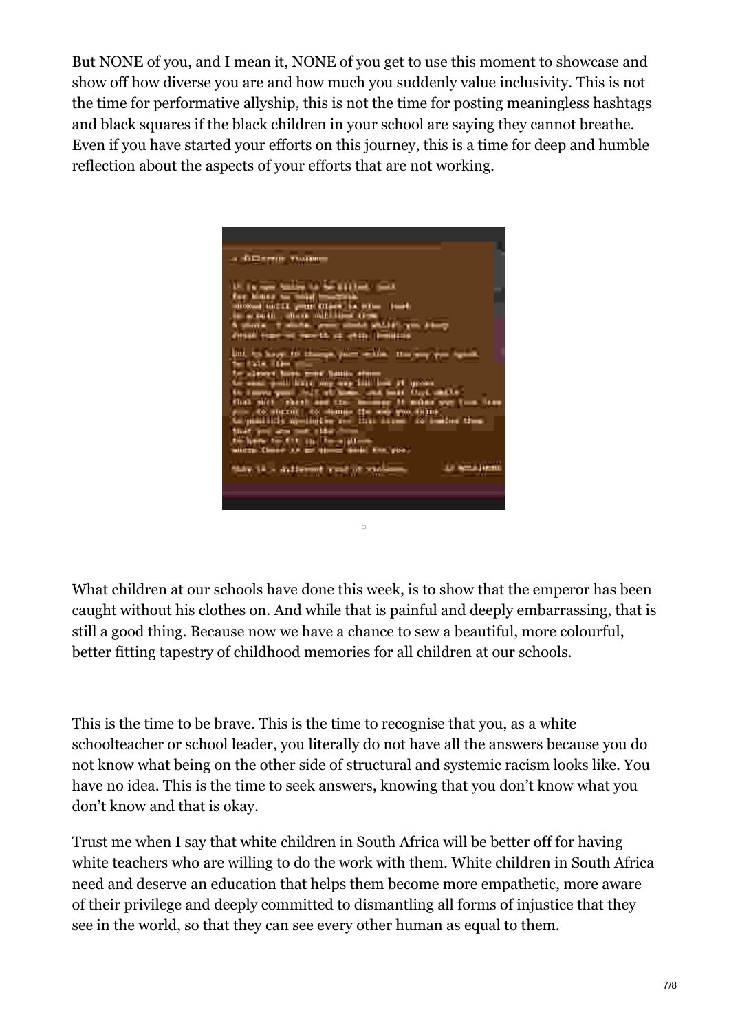But NONE of you, and I mean it, NONE of you get to use this moment to showcase and show off how diverse you are and how much you suddenly value inclusivity. This is not the time for performative allyship, this is not the time for posting meaningless hashtags and black squares if the black children in your school are saying they cannot breathe. Even if you have started your efforts on this journey, this is a time for deep and humble reflection about the aspects of your efforts that are not working.

What children at our schools have done this week, is to show that the emperor has been caught without his clothes on. And while that is painful and deeply embarrassing, that is still a good thing. Because now we have a chance to sew a beautiful, more colourful, better fitting tapestry of childhood memories for all children at our schools.

This is the time to be brave. This is the time to recognise that you, as a white schoolteacher or school leader, you literally do not have all the answers because you do not know what being on the other side of structural and systemic racism looks like. You have no idea. This is the time to seek answers, knowing that you don't know what you don't know and that is okay.

Trust me when I say that white children in South Africa will be better off for having white teachers who are willing to do the work with them. White children in South Africa need and deserve an education that helps them become more empathetic, more aware of their privilege and deeply committed to dismantling all forms of injustice that they see in the world, so that they can see every other human as equal to them.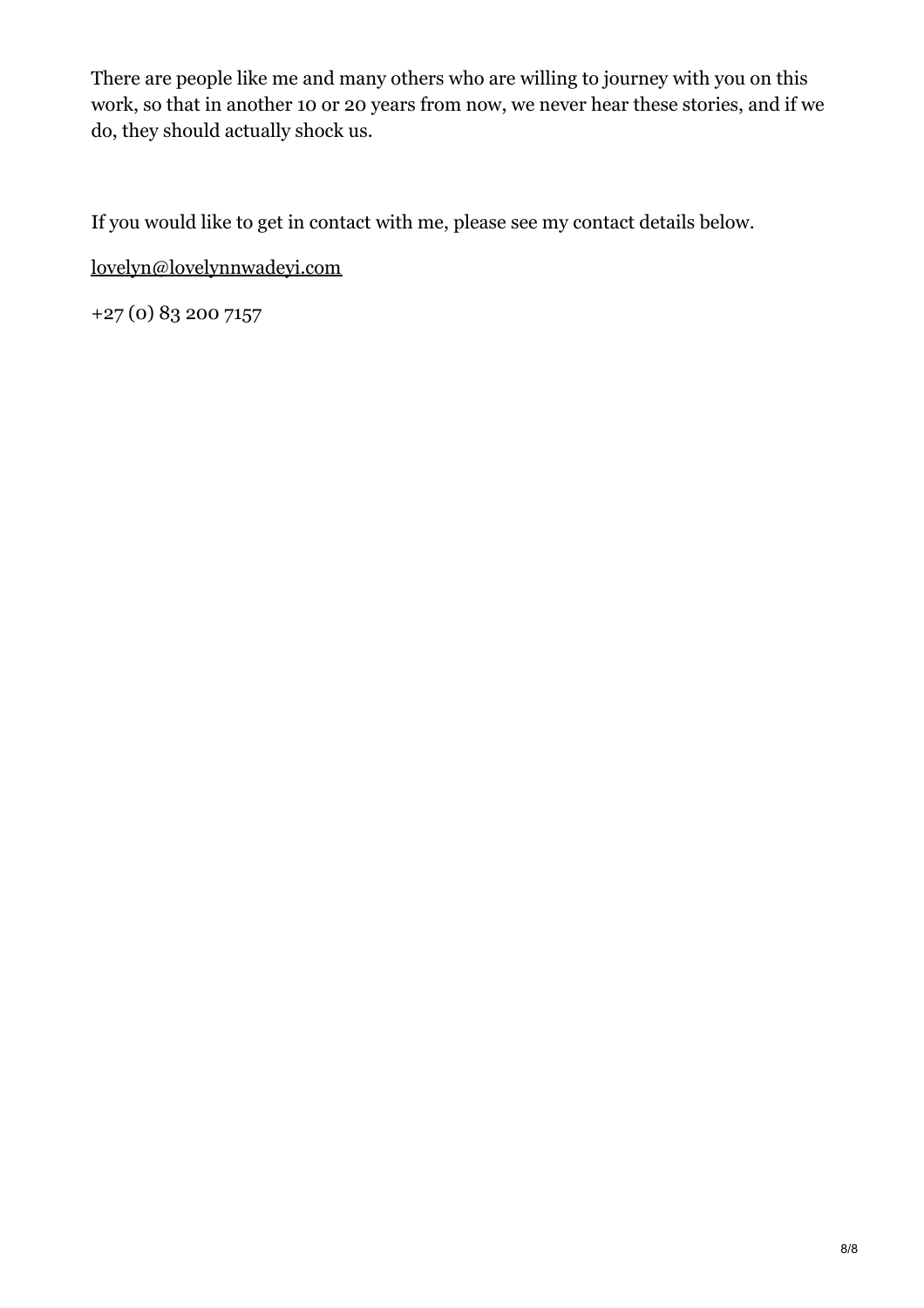There are people like me and many others who are willing to journey with you on this work, so that in another 10 or 20 years from now, we never hear these stories, and if we do, they should actually shock us.

If you would like to get in contact with me, please see my contact details below.

lovelyn@lovelynnwadeyi.com

+27 (0) 83 200 7157